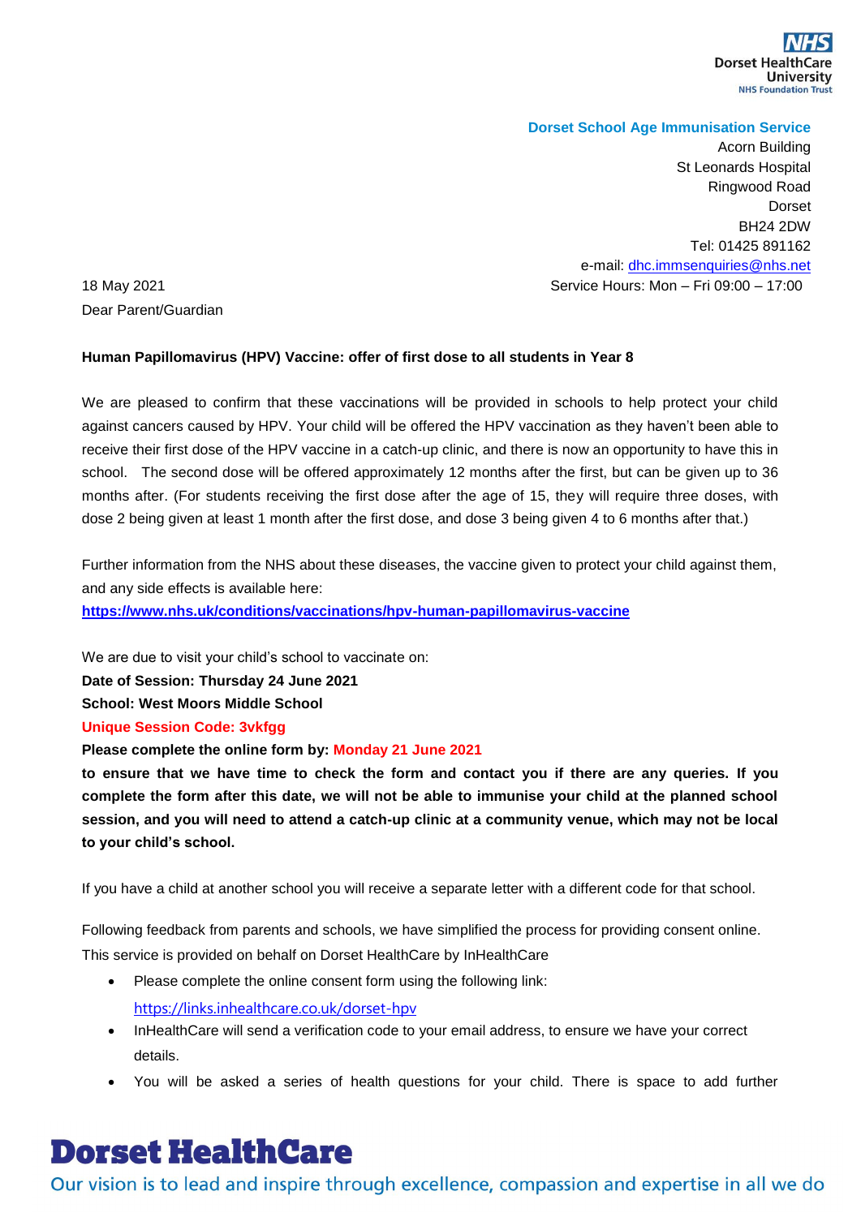NHS
Dorset HealthCare
University
NHS Foundation Trust

**Dorset School Age Immunisation Service**
Acorn Building
St Leonards Hospital
Ringwood Road
Dorset
BH24 2DW
Tel: 01425 891162
e-mail: dhc.immsenquiries@nhs.net
Service Hours: Mon – Fri 09:00 – 17:00

18 May 2021

Dear Parent/Guardian

**Human Papillomavirus (HPV) Vaccine: offer of first dose to all students in Year 8**

We are pleased to confirm that these vaccinations will be provided in schools to help protect your child against cancers caused by HPV. Your child will be offered the HPV vaccination as they haven't been able to receive their first dose of the HPV vaccine in a catch-up clinic, and there is now an opportunity to have this in school. The second dose will be offered approximately 12 months after the first, but can be given up to 36 months after. (For students receiving the first dose after the age of 15, they will require three doses, with dose 2 being given at least 1 month after the first dose, and dose 3 being given 4 to 6 months after that.)

Further information from the NHS about these diseases, the vaccine given to protect your child against them, and any side effects is available here:
**https://www.nhs.uk/conditions/vaccinations/hpv-human-papillomavirus-vaccine**

We are due to visit your child's school to vaccinate on:
**Date of Session: Thursday 24 June 2021**
**School: West Moors Middle School**
**Unique Session Code: 3vkfgg**
**Please complete the online form by: Monday 21 June 2021**
**to ensure that we have time to check the form and contact you if there are any queries. If you complete the form after this date, we will not be able to immunise your child at the planned school session, and you will need to attend a catch-up clinic at a community venue, which may not be local to your child's school.**

If you have a child at another school you will receive a separate letter with a different code for that school.

Following feedback from parents and schools, we have simplified the process for providing consent online. This service is provided on behalf on Dorset HealthCare by InHealthCare

- Please complete the online consent form using the following link:
  https://links.inhealthcare.co.uk/dorset-hpv
- InHealthCare will send a verification code to your email address, to ensure we have your correct details.
- You will be asked a series of health questions for your child. There is space to add further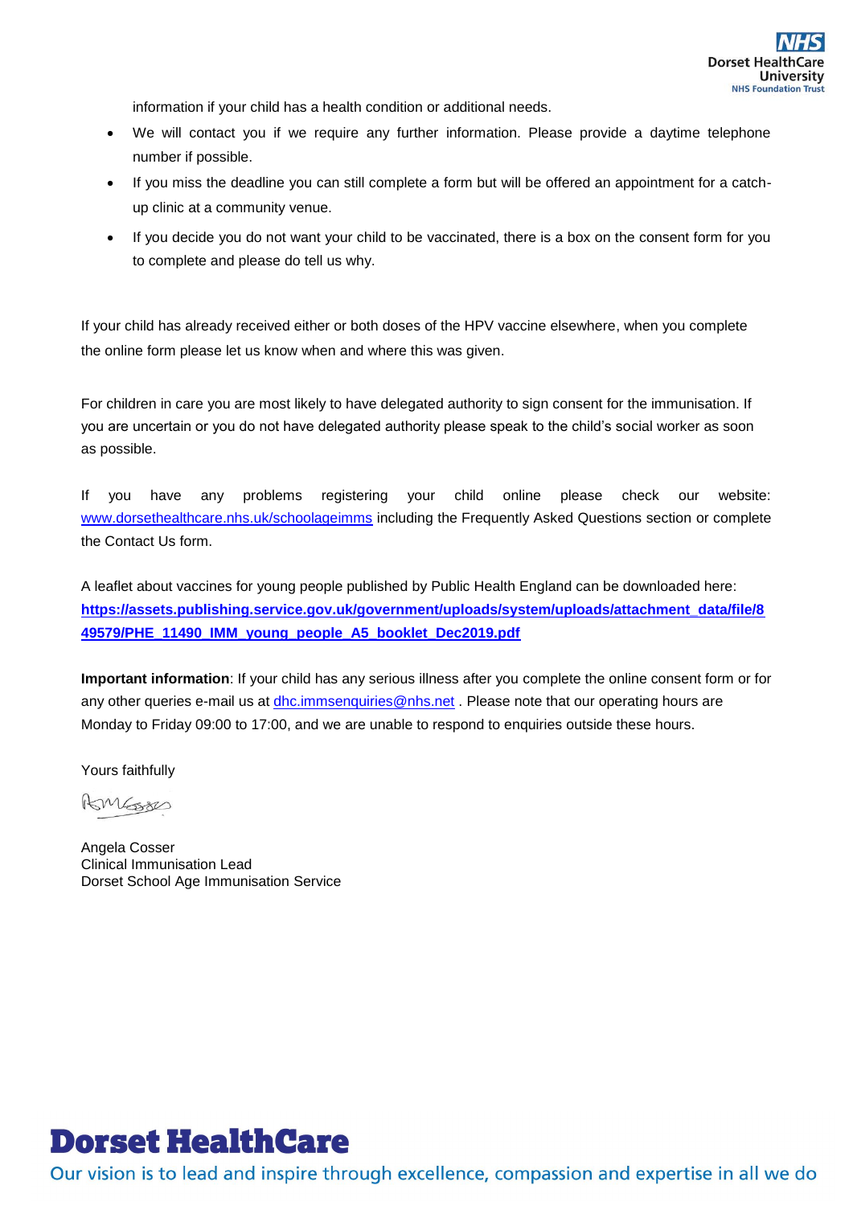information if your child has a health condition or additional needs.

- We will contact you if we require any further information. Please provide a daytime telephone number if possible.
- If you miss the deadline you can still complete a form but will be offered an appointment for a catch-up clinic at a community venue.
- If you decide you do not want your child to be vaccinated, there is a box on the consent form for you to complete and please do tell us why.

If your child has already received either or both doses of the HPV vaccine elsewhere, when you complete the online form please let us know when and where this was given.

For children in care you are most likely to have delegated authority to sign consent for the immunisation. If you are uncertain or you do not have delegated authority please speak to the child's social worker as soon as possible.

If you have any problems registering your child online please check our website: www.dorsethealthcare.nhs.uk/schoolageimms including the Frequently Asked Questions section or complete the Contact Us form.

A leaflet about vaccines for young people published by Public Health England can be downloaded here: **https://assets.publishing.service.gov.uk/government/uploads/system/uploads/attachment_data/file/849579/PHE_11490_IMM_young_people_A5_booklet_Dec2019.pdf**

**Important information**: If your child has any serious illness after you complete the online consent form or for any other queries e-mail us at dhc.immsenquiries@nhs.net . Please note that our operating hours are Monday to Friday 09:00 to 17:00, and we are unable to respond to enquiries outside these hours.

Yours faithfully

Angela Cosser
Clinical Immunisation Lead
Dorset School Age Immunisation Service